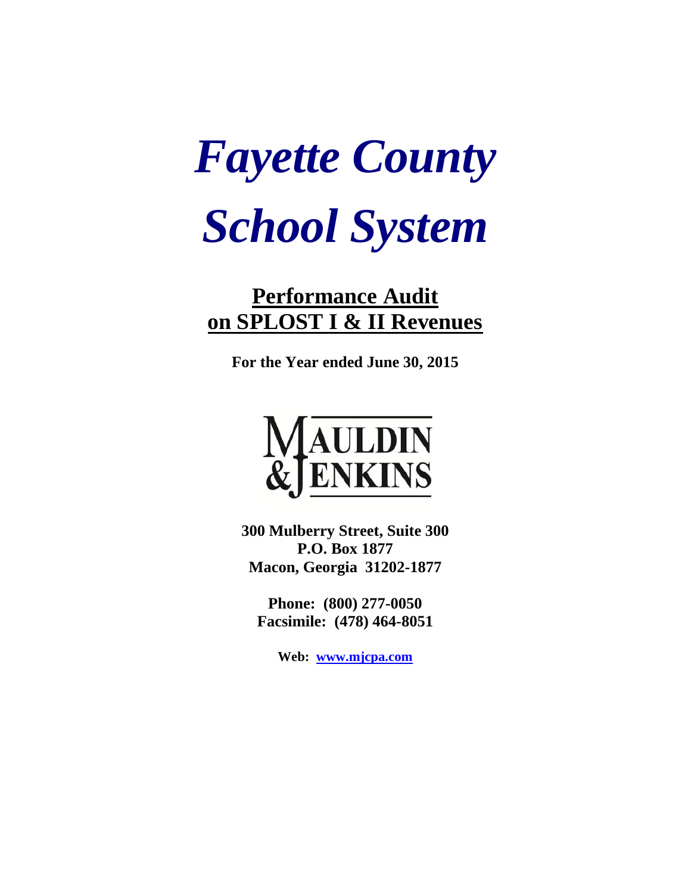# *Fayette County School System*

## Performance Audit on SPLOST I & II Revenues

**For the Year ended June 30, 2015**

MAULDIN & JENKINS

**300 Mulberry Street, Suite 300**
**P.O. Box 1877**
**Macon, Georgia 31202-1877**

**Phone: (800) 277-0050**
**Facsimile: (478) 464-8051**

**Web: www.mjcpa.com**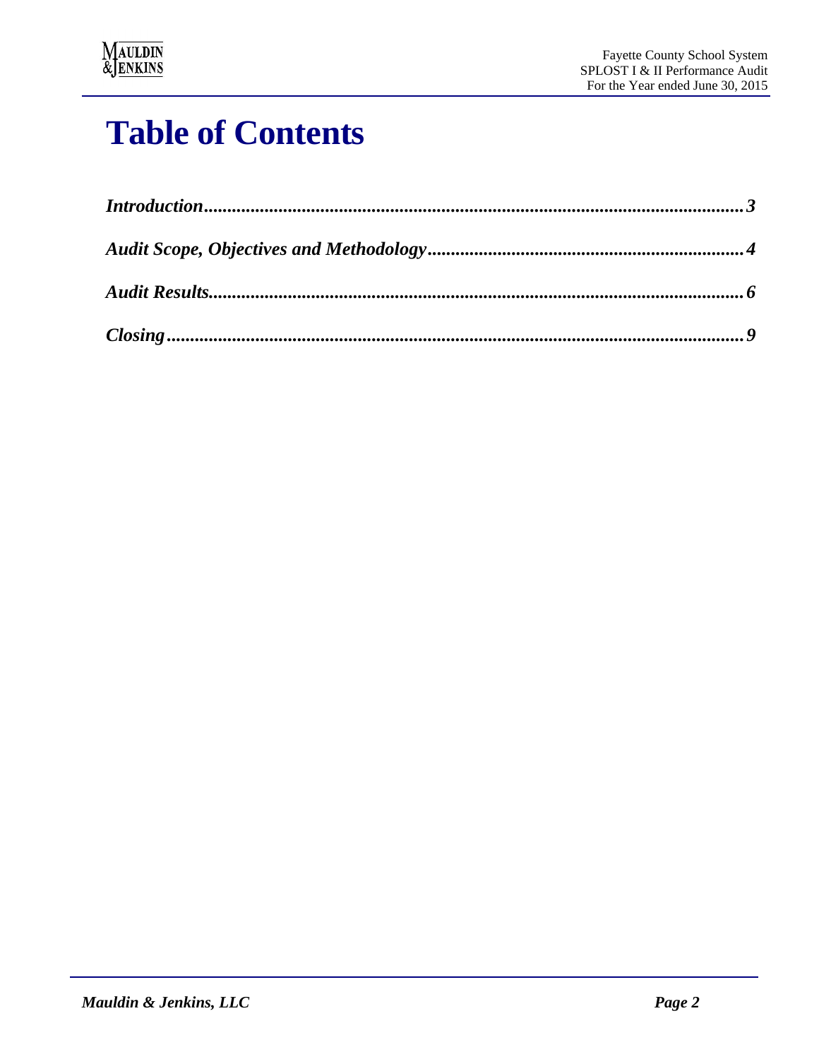# Table of Contents

*Introduction* .................................................................................................... *3*

*Audit Scope, Objectives and Methodology* .................................................................. *4*

*Audit Results* .................................................................................................... *6*

*Closing* ........................................................................................................... *9*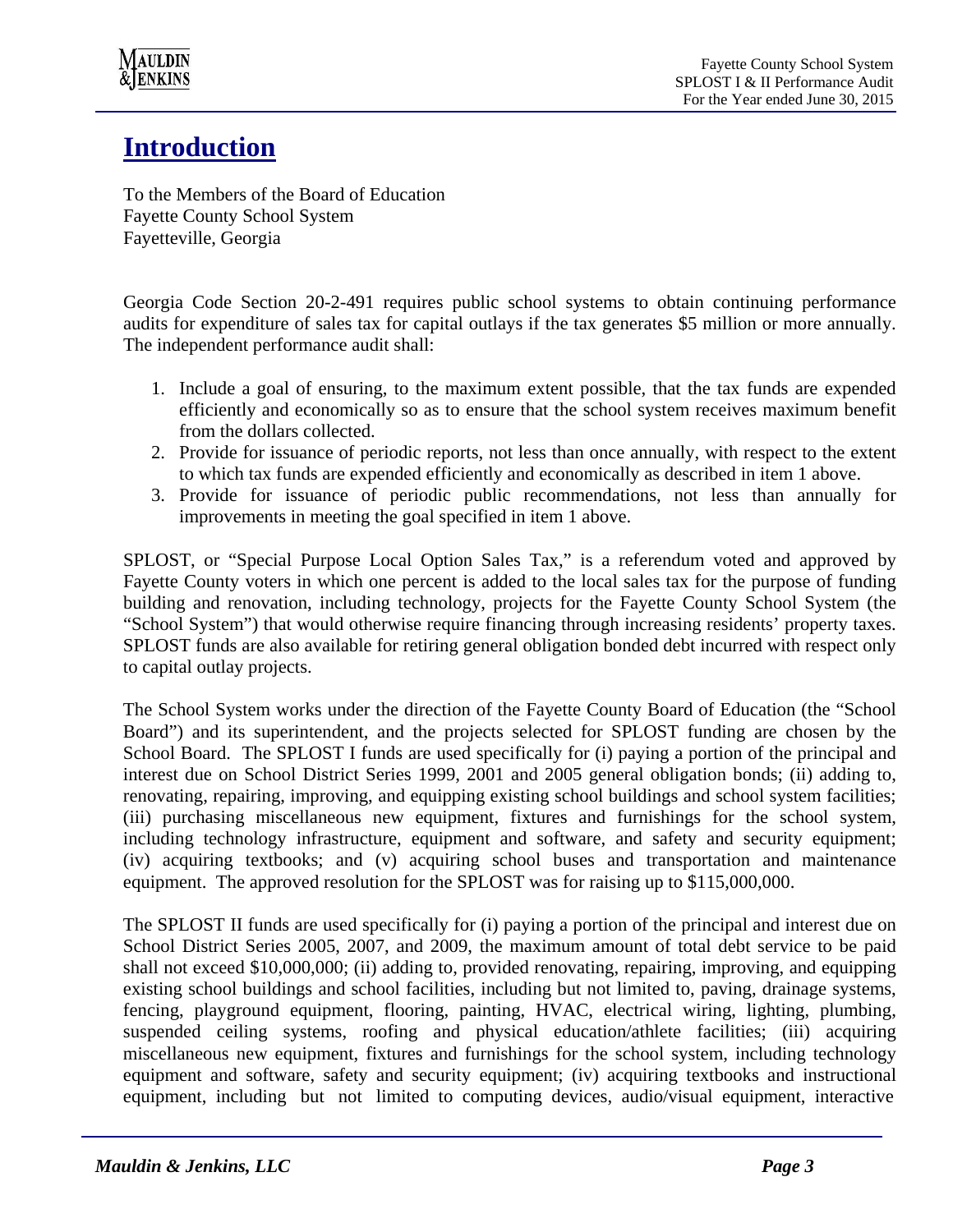# Introduction

To the Members of the Board of Education
Fayette County School System
Fayetteville, Georgia

Georgia Code Section 20-2-491 requires public school systems to obtain continuing performance audits for expenditure of sales tax for capital outlays if the tax generates $5 million or more annually. The independent performance audit shall:

1. Include a goal of ensuring, to the maximum extent possible, that the tax funds are expended efficiently and economically so as to ensure that the school system receives maximum benefit from the dollars collected.
2. Provide for issuance of periodic reports, not less than once annually, with respect to the extent to which tax funds are expended efficiently and economically as described in item 1 above.
3. Provide for issuance of periodic public recommendations, not less than annually for improvements in meeting the goal specified in item 1 above.

SPLOST, or "Special Purpose Local Option Sales Tax," is a referendum voted and approved by Fayette County voters in which one percent is added to the local sales tax for the purpose of funding building and renovation, including technology, projects for the Fayette County School System (the "School System") that would otherwise require financing through increasing residents' property taxes. SPLOST funds are also available for retiring general obligation bonded debt incurred with respect only to capital outlay projects.

The School System works under the direction of the Fayette County Board of Education (the "School Board") and its superintendent, and the projects selected for SPLOST funding are chosen by the School Board. The SPLOST I funds are used specifically for (i) paying a portion of the principal and interest due on School District Series 1999, 2001 and 2005 general obligation bonds; (ii) adding to, renovating, repairing, improving, and equipping existing school buildings and school system facilities; (iii) purchasing miscellaneous new equipment, fixtures and furnishings for the school system, including technology infrastructure, equipment and software, and safety and security equipment; (iv) acquiring textbooks; and (v) acquiring school buses and transportation and maintenance equipment. The approved resolution for the SPLOST was for raising up to $115,000,000.

The SPLOST II funds are used specifically for (i) paying a portion of the principal and interest due on School District Series 2005, 2007, and 2009, the maximum amount of total debt service to be paid shall not exceed $10,000,000; (ii) adding to, provided renovating, repairing, improving, and equipping existing school buildings and school facilities, including but not limited to, paving, drainage systems, fencing, playground equipment, flooring, painting, HVAC, electrical wiring, lighting, plumbing, suspended ceiling systems, roofing and physical education/athlete facilities; (iii) acquiring miscellaneous new equipment, fixtures and furnishings for the school system, including technology equipment and software, safety and security equipment; (iv) acquiring textbooks and instructional equipment, including but not limited to computing devices, audio/visual equipment, interactive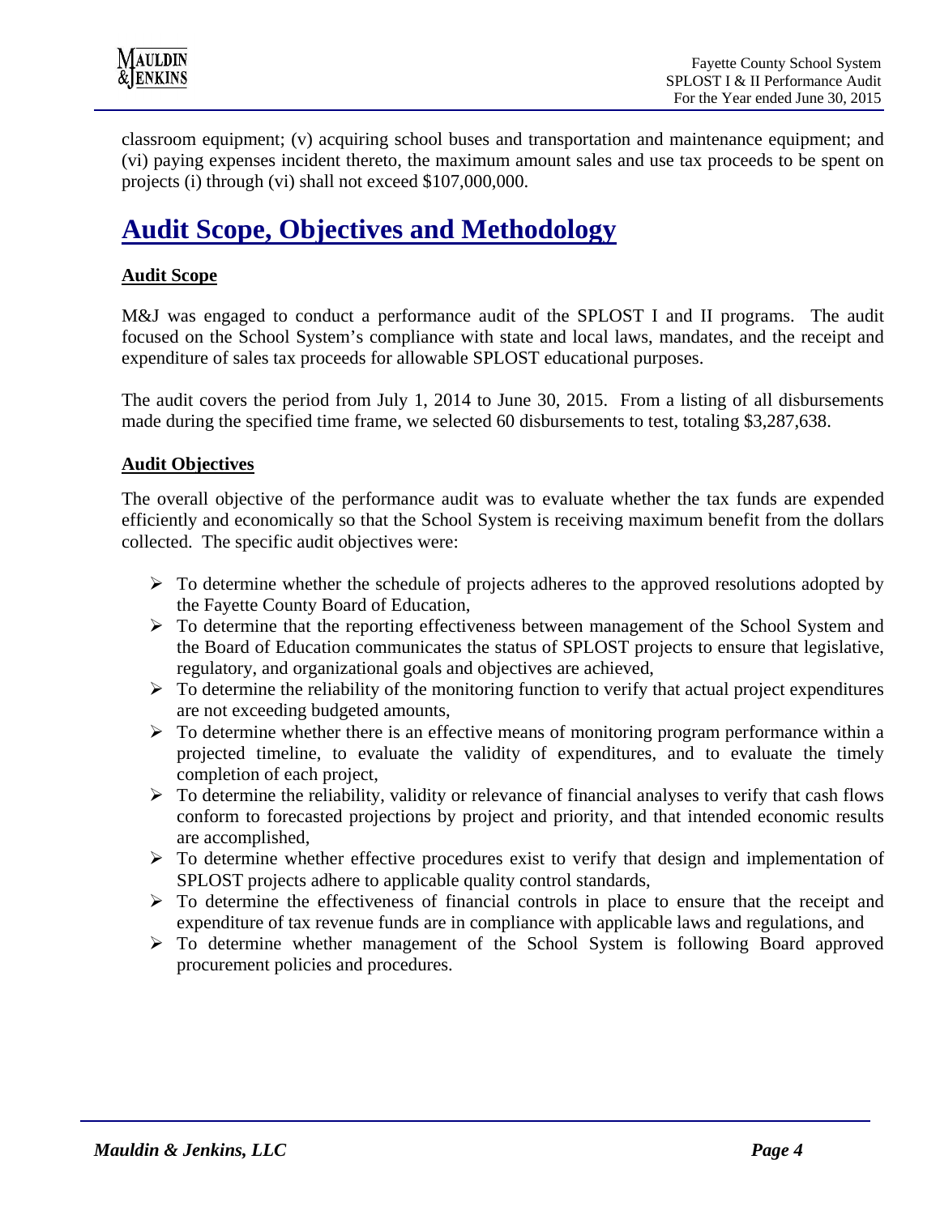classroom equipment; (v) acquiring school buses and transportation and maintenance equipment; and (vi) paying expenses incident thereto, the maximum amount sales and use tax proceeds to be spent on projects (i) through (vi) shall not exceed $107,000,000.

# Audit Scope, Objectives and Methodology

## Audit Scope

M&J was engaged to conduct a performance audit of the SPLOST I and II programs. The audit focused on the School System's compliance with state and local laws, mandates, and the receipt and expenditure of sales tax proceeds for allowable SPLOST educational purposes.

The audit covers the period from July 1, 2014 to June 30, 2015. From a listing of all disbursements made during the specified time frame, we selected 60 disbursements to test, totaling $3,287,638.

## Audit Objectives

The overall objective of the performance audit was to evaluate whether the tax funds are expended efficiently and economically so that the School System is receiving maximum benefit from the dollars collected. The specific audit objectives were:

- To determine whether the schedule of projects adheres to the approved resolutions adopted by the Fayette County Board of Education,
- To determine that the reporting effectiveness between management of the School System and the Board of Education communicates the status of SPLOST projects to ensure that legislative, regulatory, and organizational goals and objectives are achieved,
- To determine the reliability of the monitoring function to verify that actual project expenditures are not exceeding budgeted amounts,
- To determine whether there is an effective means of monitoring program performance within a projected timeline, to evaluate the validity of expenditures, and to evaluate the timely completion of each project,
- To determine the reliability, validity or relevance of financial analyses to verify that cash flows conform to forecasted projections by project and priority, and that intended economic results are accomplished,
- To determine whether effective procedures exist to verify that design and implementation of SPLOST projects adhere to applicable quality control standards,
- To determine the effectiveness of financial controls in place to ensure that the receipt and expenditure of tax revenue funds are in compliance with applicable laws and regulations, and
- To determine whether management of the School System is following Board approved procurement policies and procedures.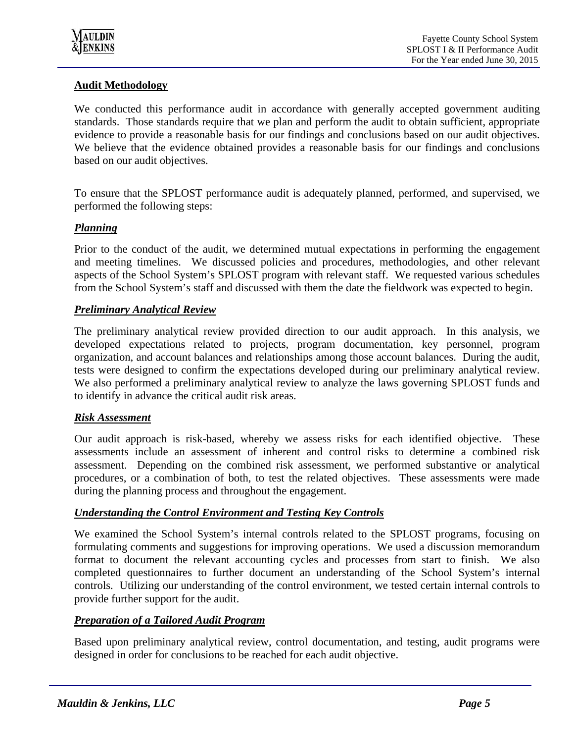## Audit Methodology

We conducted this performance audit in accordance with generally accepted government auditing standards. Those standards require that we plan and perform the audit to obtain sufficient, appropriate evidence to provide a reasonable basis for our findings and conclusions based on our audit objectives. We believe that the evidence obtained provides a reasonable basis for our findings and conclusions based on our audit objectives.

To ensure that the SPLOST performance audit is adequately planned, performed, and supervised, we performed the following steps:

### *Planning*

Prior to the conduct of the audit, we determined mutual expectations in performing the engagement and meeting timelines. We discussed policies and procedures, methodologies, and other relevant aspects of the School System's SPLOST program with relevant staff. We requested various schedules from the School System's staff and discussed with them the date the fieldwork was expected to begin.

### *Preliminary Analytical Review*

The preliminary analytical review provided direction to our audit approach. In this analysis, we developed expectations related to projects, program documentation, key personnel, program organization, and account balances and relationships among those account balances. During the audit, tests were designed to confirm the expectations developed during our preliminary analytical review. We also performed a preliminary analytical review to analyze the laws governing SPLOST funds and to identify in advance the critical audit risk areas.

### *Risk Assessment*

Our audit approach is risk-based, whereby we assess risks for each identified objective. These assessments include an assessment of inherent and control risks to determine a combined risk assessment. Depending on the combined risk assessment, we performed substantive or analytical procedures, or a combination of both, to test the related objectives. These assessments were made during the planning process and throughout the engagement.

### *Understanding the Control Environment and Testing Key Controls*

We examined the School System's internal controls related to the SPLOST programs, focusing on formulating comments and suggestions for improving operations. We used a discussion memorandum format to document the relevant accounting cycles and processes from start to finish. We also completed questionnaires to further document an understanding of the School System's internal controls. Utilizing our understanding of the control environment, we tested certain internal controls to provide further support for the audit.

### *Preparation of a Tailored Audit Program*

Based upon preliminary analytical review, control documentation, and testing, audit programs were designed in order for conclusions to be reached for each audit objective.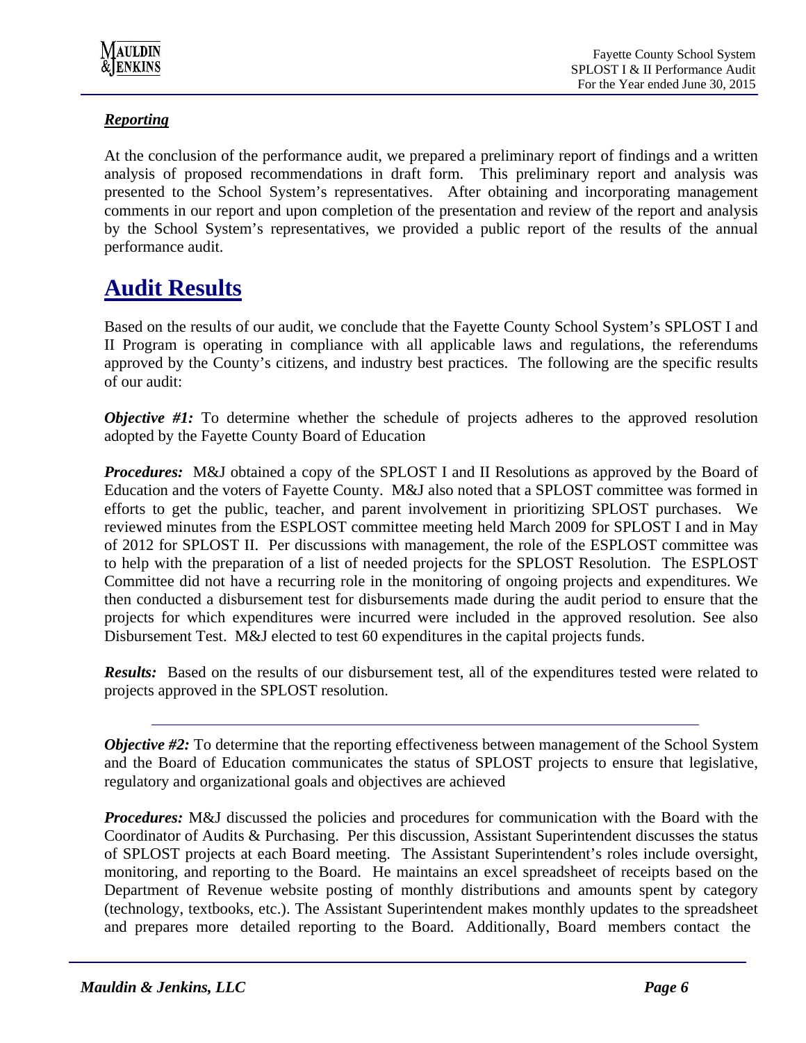### *Reporting*

At the conclusion of the performance audit, we prepared a preliminary report of findings and a written analysis of proposed recommendations in draft form. This preliminary report and analysis was presented to the School System's representatives. After obtaining and incorporating management comments in our report and upon completion of the presentation and review of the report and analysis by the School System's representatives, we provided a public report of the results of the annual performance audit.

# Audit Results

Based on the results of our audit, we conclude that the Fayette County School System's SPLOST I and II Program is operating in compliance with all applicable laws and regulations, the referendums approved by the County's citizens, and industry best practices. The following are the specific results of our audit:

***Objective #1:*** To determine whether the schedule of projects adheres to the approved resolution adopted by the Fayette County Board of Education

***Procedures:*** M&J obtained a copy of the SPLOST I and II Resolutions as approved by the Board of Education and the voters of Fayette County. M&J also noted that a SPLOST committee was formed in efforts to get the public, teacher, and parent involvement in prioritizing SPLOST purchases. We reviewed minutes from the ESPLOST committee meeting held March 2009 for SPLOST I and in May of 2012 for SPLOST II. Per discussions with management, the role of the ESPLOST committee was to help with the preparation of a list of needed projects for the SPLOST Resolution. The ESPLOST Committee did not have a recurring role in the monitoring of ongoing projects and expenditures. We then conducted a disbursement test for disbursements made during the audit period to ensure that the projects for which expenditures were incurred were included in the approved resolution. See also Disbursement Test. M&J elected to test 60 expenditures in the capital projects funds.

***Results:*** Based on the results of our disbursement test, all of the expenditures tested were related to projects approved in the SPLOST resolution.

---

***Objective #2:*** To determine that the reporting effectiveness between management of the School System and the Board of Education communicates the status of SPLOST projects to ensure that legislative, regulatory and organizational goals and objectives are achieved

***Procedures:*** M&J discussed the policies and procedures for communication with the Board with the Coordinator of Audits & Purchasing. Per this discussion, Assistant Superintendent discusses the status of SPLOST projects at each Board meeting. The Assistant Superintendent's roles include oversight, monitoring, and reporting to the Board. He maintains an excel spreadsheet of receipts based on the Department of Revenue website posting of monthly distributions and amounts spent by category (technology, textbooks, etc.). The Assistant Superintendent makes monthly updates to the spreadsheet and prepares more detailed reporting to the Board. Additionally, Board members contact the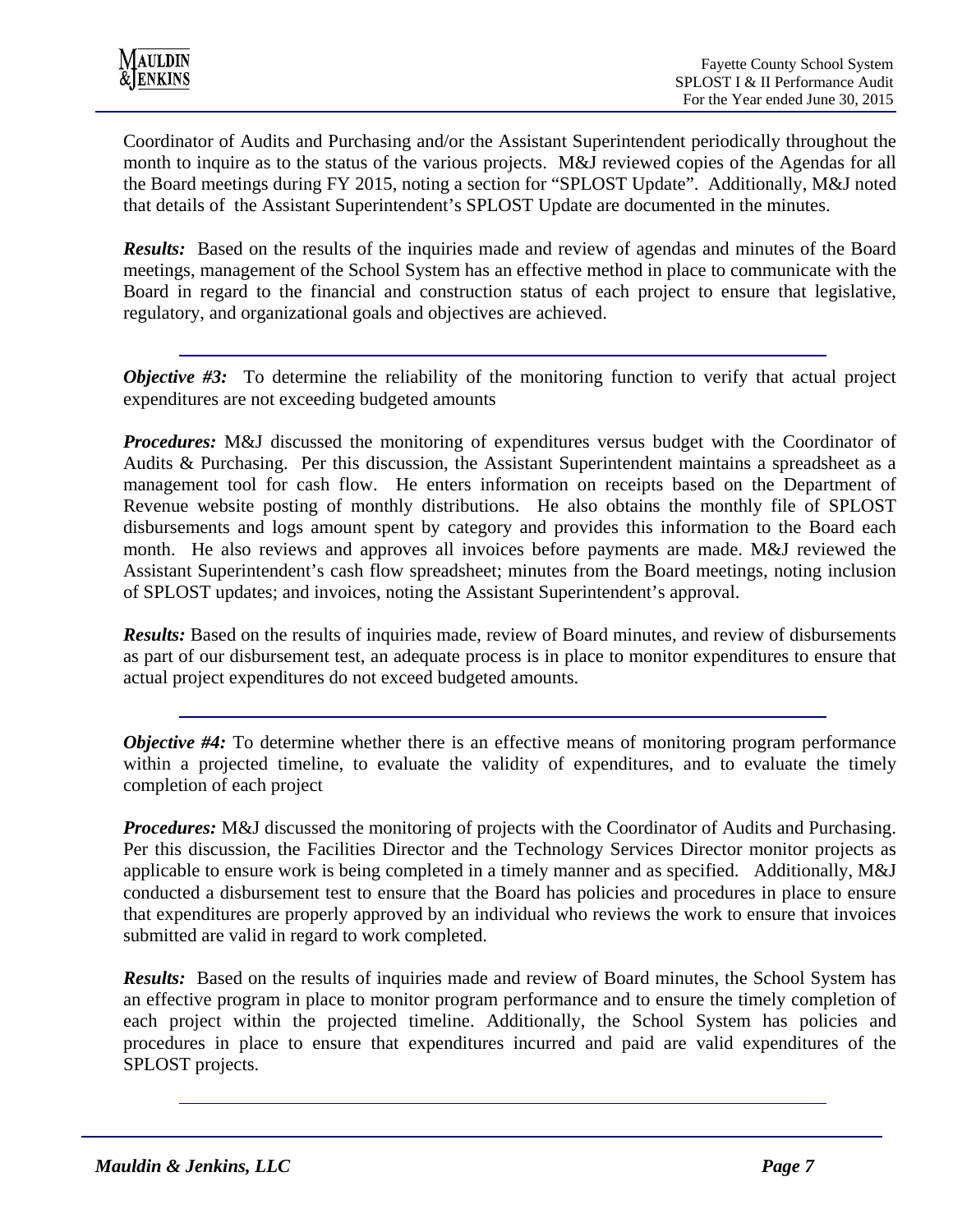Coordinator of Audits and Purchasing and/or the Assistant Superintendent periodically throughout the month to inquire as to the status of the various projects. M&J reviewed copies of the Agendas for all the Board meetings during FY 2015, noting a section for "SPLOST Update". Additionally, M&J noted that details of the Assistant Superintendent's SPLOST Update are documented in the minutes.

***Results:*** Based on the results of the inquiries made and review of agendas and minutes of the Board meetings, management of the School System has an effective method in place to communicate with the Board in regard to the financial and construction status of each project to ensure that legislative, regulatory, and organizational goals and objectives are achieved.

---

***Objective #3:*** To determine the reliability of the monitoring function to verify that actual project expenditures are not exceeding budgeted amounts

***Procedures:*** M&J discussed the monitoring of expenditures versus budget with the Coordinator of Audits & Purchasing. Per this discussion, the Assistant Superintendent maintains a spreadsheet as a management tool for cash flow. He enters information on receipts based on the Department of Revenue website posting of monthly distributions. He also obtains the monthly file of SPLOST disbursements and logs amount spent by category and provides this information to the Board each month. He also reviews and approves all invoices before payments are made. M&J reviewed the Assistant Superintendent's cash flow spreadsheet; minutes from the Board meetings, noting inclusion of SPLOST updates; and invoices, noting the Assistant Superintendent's approval.

***Results:*** Based on the results of inquiries made, review of Board minutes, and review of disbursements as part of our disbursement test, an adequate process is in place to monitor expenditures to ensure that actual project expenditures do not exceed budgeted amounts.

---

***Objective #4:*** To determine whether there is an effective means of monitoring program performance within a projected timeline, to evaluate the validity of expenditures, and to evaluate the timely completion of each project

***Procedures:*** M&J discussed the monitoring of projects with the Coordinator of Audits and Purchasing. Per this discussion, the Facilities Director and the Technology Services Director monitor projects as applicable to ensure work is being completed in a timely manner and as specified. Additionally, M&J conducted a disbursement test to ensure that the Board has policies and procedures in place to ensure that expenditures are properly approved by an individual who reviews the work to ensure that invoices submitted are valid in regard to work completed.

***Results:*** Based on the results of inquiries made and review of Board minutes, the School System has an effective program in place to monitor program performance and to ensure the timely completion of each project within the projected timeline. Additionally, the School System has policies and procedures in place to ensure that expenditures incurred and paid are valid expenditures of the SPLOST projects.

---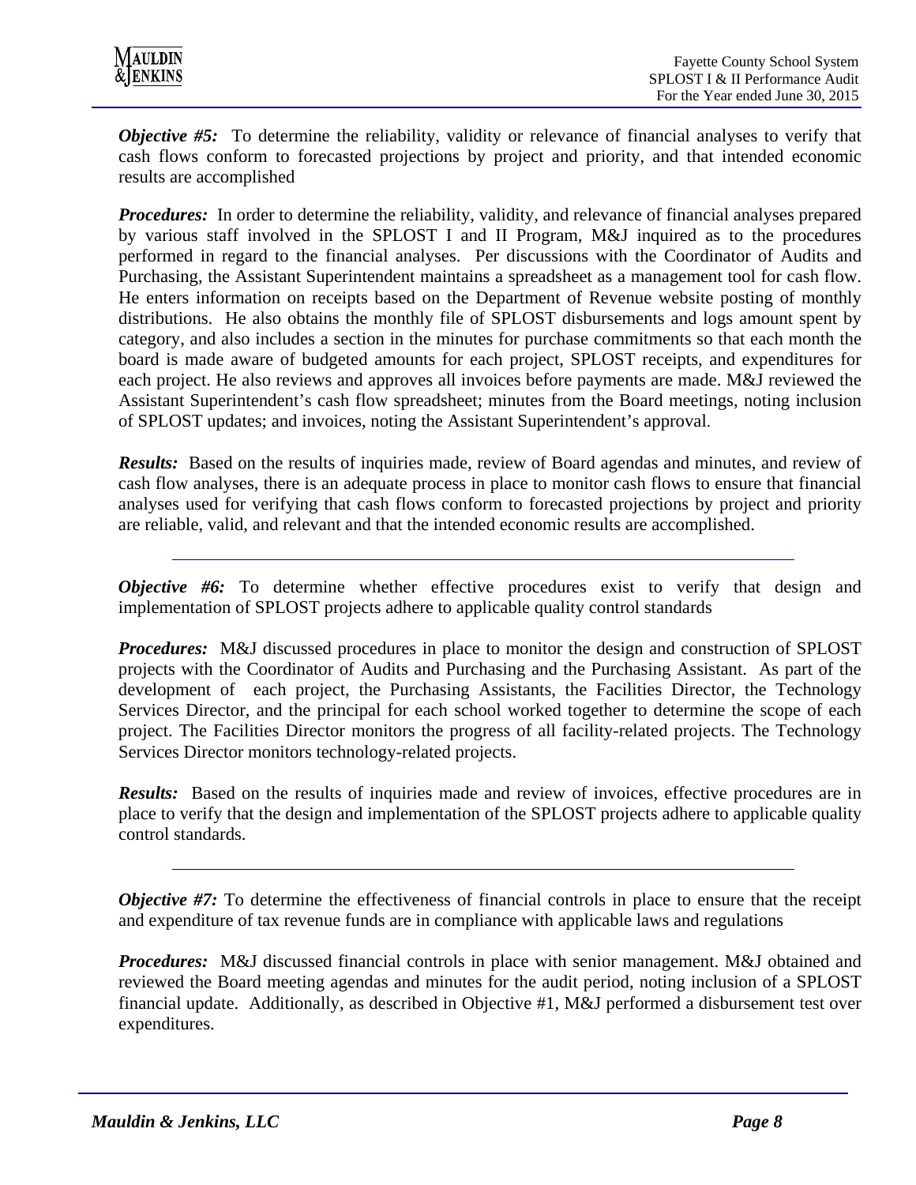***Objective #5:*** To determine the reliability, validity or relevance of financial analyses to verify that cash flows conform to forecasted projections by project and priority, and that intended economic results are accomplished

***Procedures:*** In order to determine the reliability, validity, and relevance of financial analyses prepared by various staff involved in the SPLOST I and II Program, M&J inquired as to the procedures performed in regard to the financial analyses. Per discussions with the Coordinator of Audits and Purchasing, the Assistant Superintendent maintains a spreadsheet as a management tool for cash flow. He enters information on receipts based on the Department of Revenue website posting of monthly distributions. He also obtains the monthly file of SPLOST disbursements and logs amount spent by category, and also includes a section in the minutes for purchase commitments so that each month the board is made aware of budgeted amounts for each project, SPLOST receipts, and expenditures for each project. He also reviews and approves all invoices before payments are made. M&J reviewed the Assistant Superintendent's cash flow spreadsheet; minutes from the Board meetings, noting inclusion of SPLOST updates; and invoices, noting the Assistant Superintendent's approval.

***Results:*** Based on the results of inquiries made, review of Board agendas and minutes, and review of cash flow analyses, there is an adequate process in place to monitor cash flows to ensure that financial analyses used for verifying that cash flows conform to forecasted projections by project and priority are reliable, valid, and relevant and that the intended economic results are accomplished.

---

***Objective #6:*** To determine whether effective procedures exist to verify that design and implementation of SPLOST projects adhere to applicable quality control standards

***Procedures:*** M&J discussed procedures in place to monitor the design and construction of SPLOST projects with the Coordinator of Audits and Purchasing and the Purchasing Assistant. As part of the development of each project, the Purchasing Assistants, the Facilities Director, the Technology Services Director, and the principal for each school worked together to determine the scope of each project. The Facilities Director monitors the progress of all facility-related projects. The Technology Services Director monitors technology-related projects.

***Results:*** Based on the results of inquiries made and review of invoices, effective procedures are in place to verify that the design and implementation of the SPLOST projects adhere to applicable quality control standards.

---

***Objective #7:*** To determine the effectiveness of financial controls in place to ensure that the receipt and expenditure of tax revenue funds are in compliance with applicable laws and regulations

***Procedures:*** M&J discussed financial controls in place with senior management. M&J obtained and reviewed the Board meeting agendas and minutes for the audit period, noting inclusion of a SPLOST financial update. Additionally, as described in Objective #1, M&J performed a disbursement test over expenditures.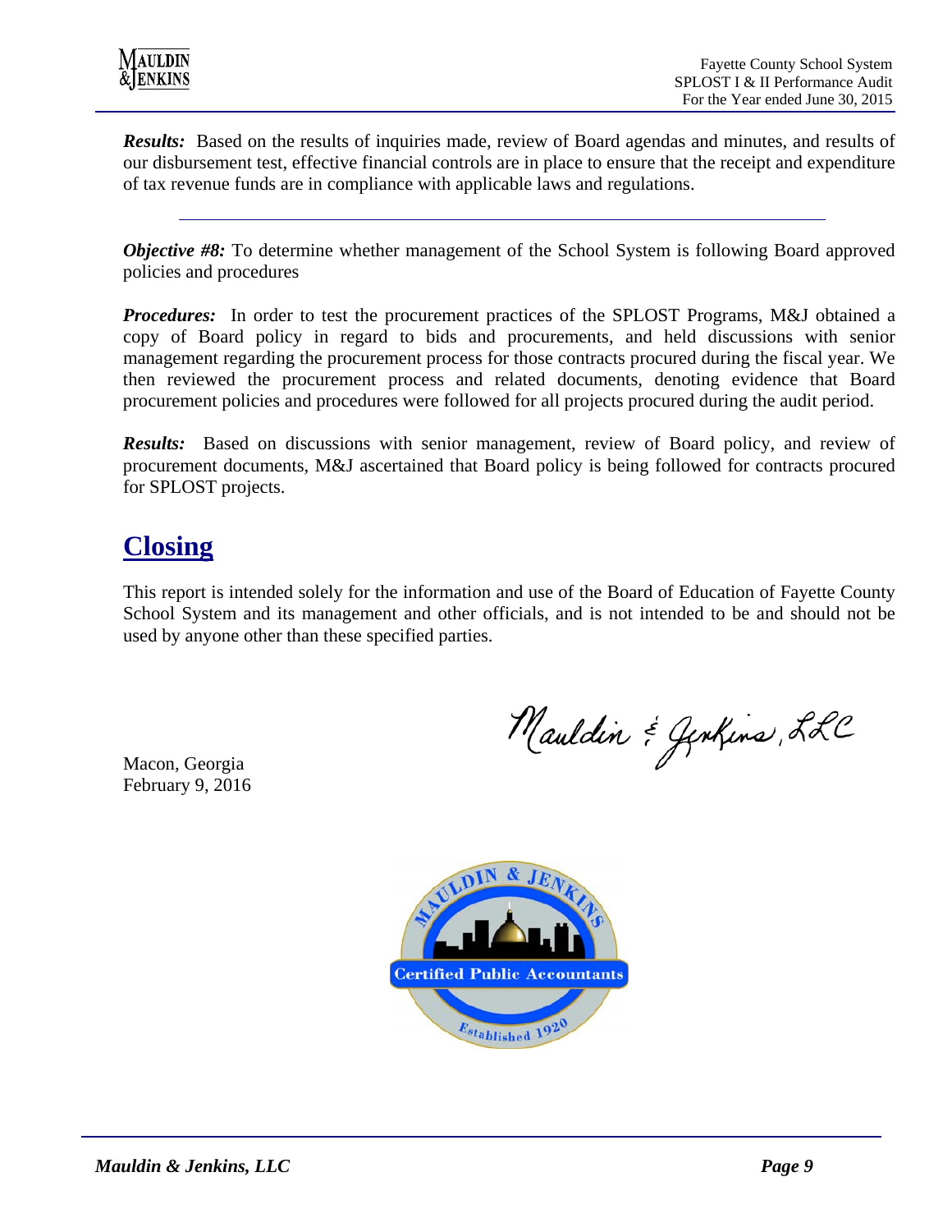***Results:*** Based on the results of inquiries made, review of Board agendas and minutes, and results of our disbursement test, effective financial controls are in place to ensure that the receipt and expenditure of tax revenue funds are in compliance with applicable laws and regulations.

---

***Objective #8:*** To determine whether management of the School System is following Board approved policies and procedures

***Procedures:*** In order to test the procurement practices of the SPLOST Programs, M&J obtained a copy of Board policy in regard to bids and procurements, and held discussions with senior management regarding the procurement process for those contracts procured during the fiscal year. We then reviewed the procurement process and related documents, denoting evidence that Board procurement policies and procedures were followed for all projects procured during the audit period.

***Results:*** Based on discussions with senior management, review of Board policy, and review of procurement documents, M&J ascertained that Board policy is being followed for contracts procured for SPLOST projects.

## Closing

This report is intended solely for the information and use of the Board of Education of Fayette County School System and its management and other officials, and is not intended to be and should not be used by anyone other than these specified parties.

Mauldin & Jenkins, LLC

Macon, Georgia
February 9, 2016